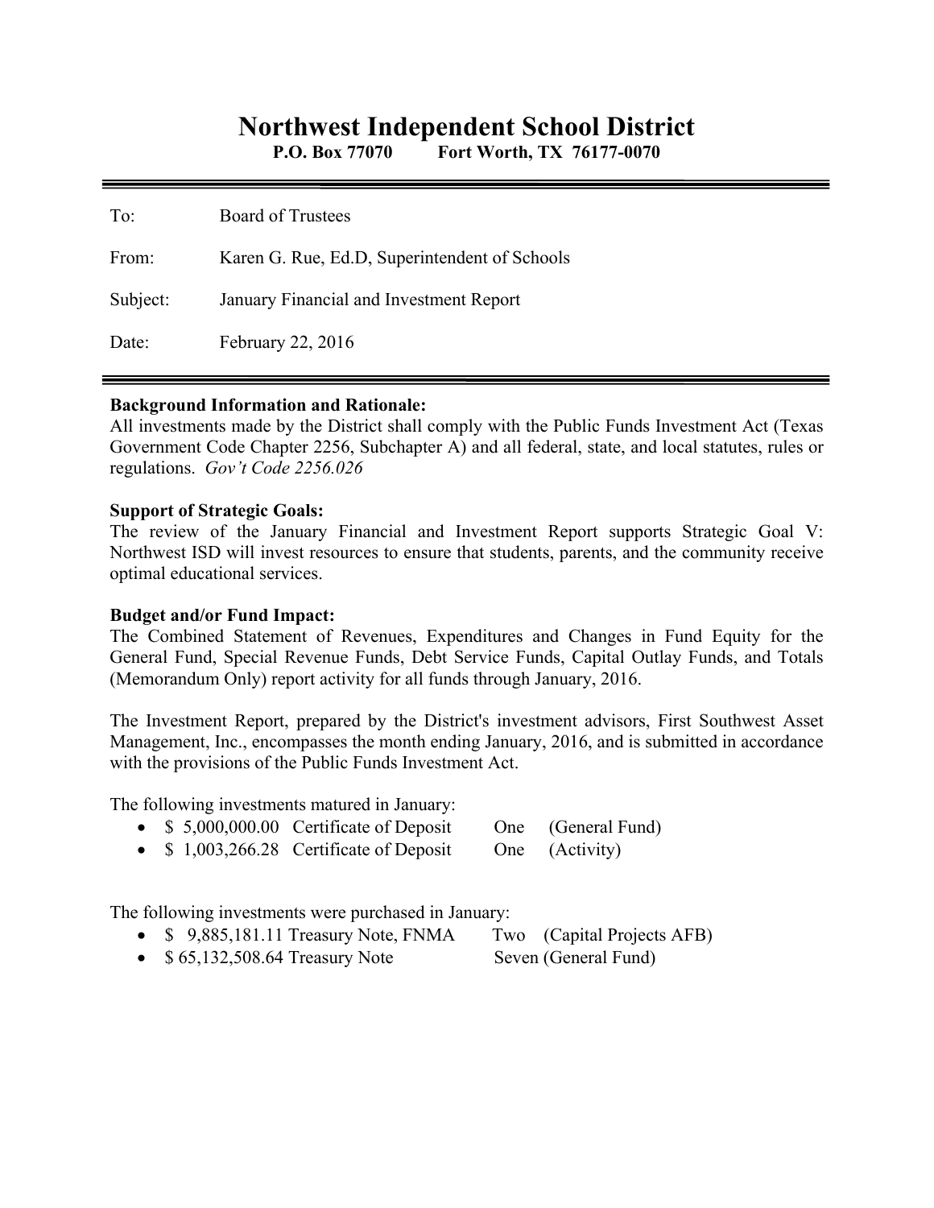# Northwest Independent School District

**P.O. Box 77070 Fort Worth, TX 76177-0070**

---

To: Board of Trustees

From: Karen G. Rue, Ed.D, Superintendent of Schools

Subject: January Financial and Investment Report

Date: February 22, 2016

---

**Background Information and Rationale:**
All investments made by the District shall comply with the Public Funds Investment Act (Texas Government Code Chapter 2256, Subchapter A) and all federal, state, and local statutes, rules or regulations. *Gov't Code 2256.026*

**Support of Strategic Goals:**
The review of the January Financial and Investment Report supports Strategic Goal V: Northwest ISD will invest resources to ensure that students, parents, and the community receive optimal educational services.

**Budget and/or Fund Impact:**
The Combined Statement of Revenues, Expenditures and Changes in Fund Equity for the General Fund, Special Revenue Funds, Debt Service Funds, Capital Outlay Funds, and Totals (Memorandum Only) report activity for all funds through January, 2016.

The Investment Report, prepared by the District's investment advisors, First Southwest Asset Management, Inc., encompasses the month ending January, 2016, and is submitted in accordance with the provisions of the Public Funds Investment Act.

The following investments matured in January:

- $ 5,000,000.00 Certificate of Deposit One (General Fund)
- $ 1,003,266.28 Certificate of Deposit One (Activity)

The following investments were purchased in January:

- $ 9,885,181.11 Treasury Note, FNMA Two (Capital Projects AFB)
- $ 65,132,508.64 Treasury Note Seven (General Fund)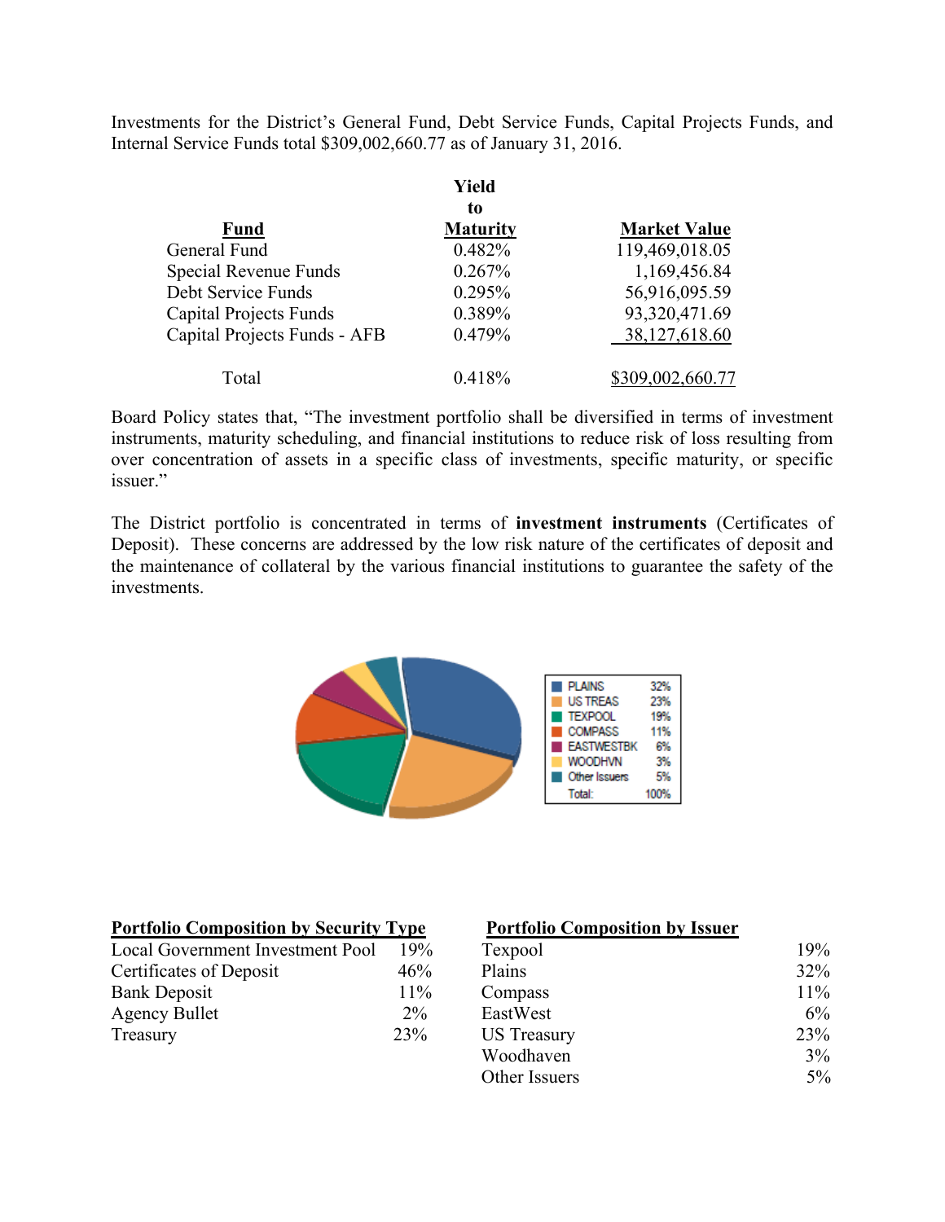Investments for the District's General Fund, Debt Service Funds, Capital Projects Funds, and Internal Service Funds total $309,002,660.77 as of January 31, 2016.

| Fund | Yield to Maturity | Market Value |
|---|---|---|
| General Fund | 0.482% | 119,469,018.05 |
| Special Revenue Funds | 0.267% | 1,169,456.84 |
| Debt Service Funds | 0.295% | 56,916,095.59 |
| Capital Projects Funds | 0.389% | 93,320,471.69 |
| Capital Projects Funds - AFB | 0.479% | 38,127,618.60 |
| Total | 0.418% | $309,002,660.77 |

Board Policy states that, "The investment portfolio shall be diversified in terms of investment instruments, maturity scheduling, and financial institutions to reduce risk of loss resulting from over concentration of assets in a specific class of investments, specific maturity, or specific issuer."

The District portfolio is concentrated in terms of **investment instruments** (Certificates of Deposit). These concerns are addressed by the low risk nature of the certificates of deposit and the maintenance of collateral by the various financial institutions to guarantee the safety of the investments.

| Issuer | % |
|---|---|
| PLAINS | 32% |
| US TREAS | 23% |
| TEXPOOL | 19% |
| COMPASS | 11% |
| EASTWESTBK | 6% |
| WOODHVN | 3% |
| Other Issuers | 5% |
| Total: | 100% |

**Portfolio Composition by Security Type**

| Security Type | % |
|---|---|
| Local Government Investment Pool | 19% |
| Certificates of Deposit | 46% |
| Bank Deposit | 11% |
| Agency Bullet | 2% |
| Treasury | 23% |

**Portfolio Composition by Issuer**

| Issuer | % |
|---|---|
| Texpool | 19% |
| Plains | 32% |
| Compass | 11% |
| EastWest | 6% |
| US Treasury | 23% |
| Woodhaven | 3% |
| Other Issuers | 5% |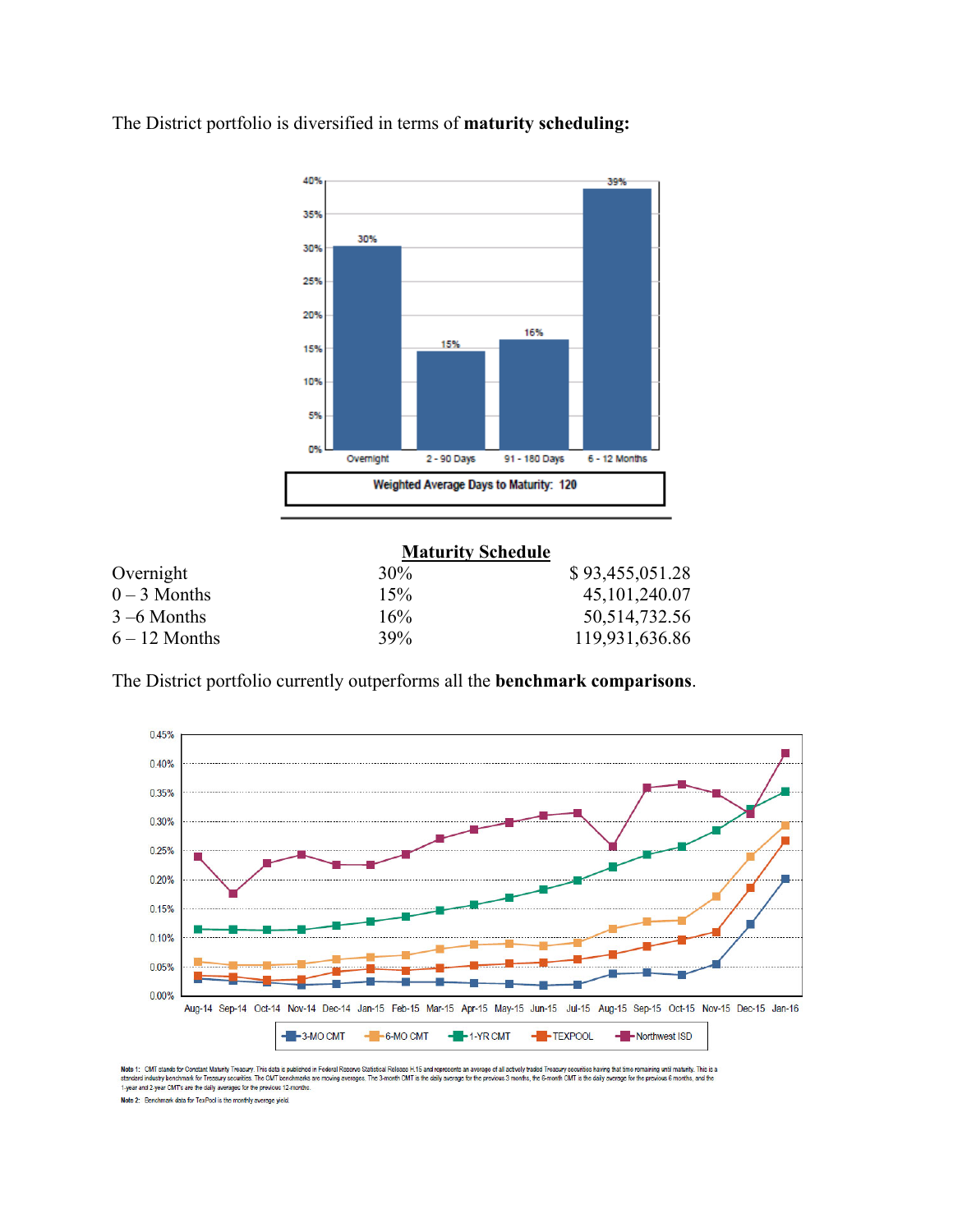The District portfolio is diversified in terms of **maturity scheduling:**

Weighted Average Days to Maturity: 120

**Maturity Schedule**

| | | |
|---|---|---|
| Overnight | 30% | $ 93,455,051.28 |
| 0 – 3 Months | 15% | 45,101,240.07 |
| 3 –6 Months | 16% | 50,514,732.56 |
| 6 – 12 Months | 39% | 119,931,636.86 |

The District portfolio currently outperforms all the **benchmark comparisons**.

Note 1: CMT stands for Constant Maturity Treasury. This data is published in Federal Reserve Statistical Release H.15 and represents an average of all actively traded Treasury securities having that time remaining until maturity. This is a standard industry benchmark for Treasury securities. The CMT benchmarks are moving averages. The 3-month CMT is the daily average for the previous 3 months, the 6-month CMT is the daily average for the previous 6 months, and the 1-year and 2-year CMT's are the daily averages for the previous 12-months.

Note 2: Benchmark data for TexPool is the monthly average yield.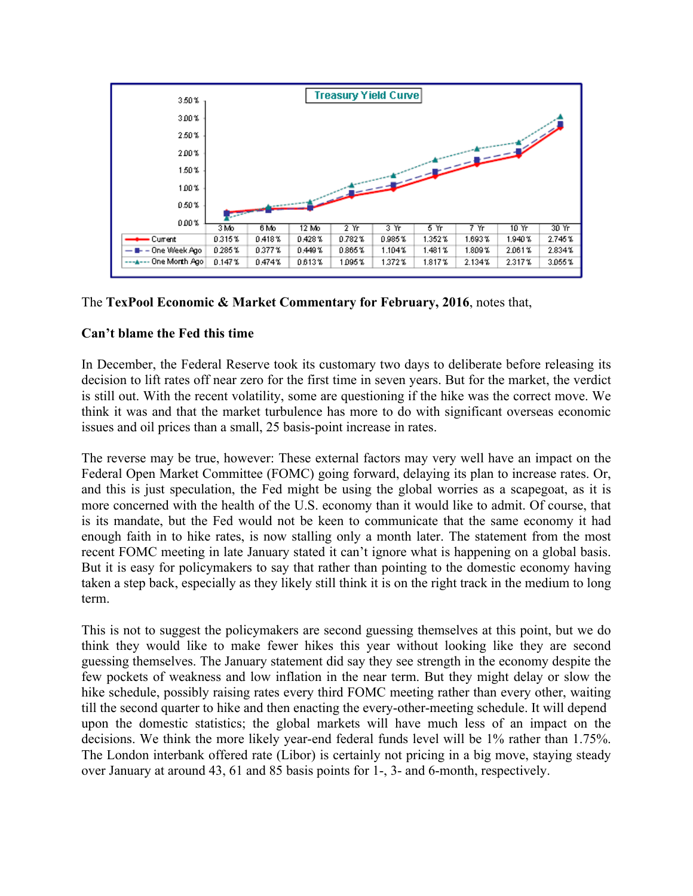**Treasury Yield Curve**

| | 3 Mo | 6 Mo | 12 Mo | 2 Yr | 3 Yr | 5 Yr | 7 Yr | 10 Yr | 30 Yr |
|---|---|---|---|---|---|---|---|---|---|
| Current | 0.315% | 0.418% | 0.428% | 0.782% | 0.985% | 1.352% | 1.693% | 1.940% | 2.745% |
| One Week Ago | 0.285% | 0.377% | 0.449% | 0.865% | 1.104% | 1.481% | 1.809% | 2.061% | 2.834% |
| One Month Ago | 0.147% | 0.474% | 0.613% | 1.095% | 1.372% | 1.817% | 2.134% | 2.317% | 3.055% |

The **TexPool Economic & Market Commentary for February, 2016**, notes that,

**Can't blame the Fed this time**

In December, the Federal Reserve took its customary two days to deliberate before releasing its decision to lift rates off near zero for the first time in seven years. But for the market, the verdict is still out. With the recent volatility, some are questioning if the hike was the correct move. We think it was and that the market turbulence has more to do with significant overseas economic issues and oil prices than a small, 25 basis-point increase in rates.

The reverse may be true, however: These external factors may very well have an impact on the Federal Open Market Committee (FOMC) going forward, delaying its plan to increase rates. Or, and this is just speculation, the Fed might be using the global worries as a scapegoat, as it is more concerned with the health of the U.S. economy than it would like to admit. Of course, that is its mandate, but the Fed would not be keen to communicate that the same economy it had enough faith in to hike rates, is now stalling only a month later. The statement from the most recent FOMC meeting in late January stated it can't ignore what is happening on a global basis. But it is easy for policymakers to say that rather than pointing to the domestic economy having taken a step back, especially as they likely still think it is on the right track in the medium to long term.

This is not to suggest the policymakers are second guessing themselves at this point, but we do think they would like to make fewer hikes this year without looking like they are second guessing themselves. The January statement did say they see strength in the economy despite the few pockets of weakness and low inflation in the near term. But they might delay or slow the hike schedule, possibly raising rates every third FOMC meeting rather than every other, waiting till the second quarter to hike and then enacting the every-other-meeting schedule. It will depend upon the domestic statistics; the global markets will have much less of an impact on the decisions. We think the more likely year-end federal funds level will be 1% rather than 1.75%. The London interbank offered rate (Libor) is certainly not pricing in a big move, staying steady over January at around 43, 61 and 85 basis points for 1-, 3- and 6-month, respectively.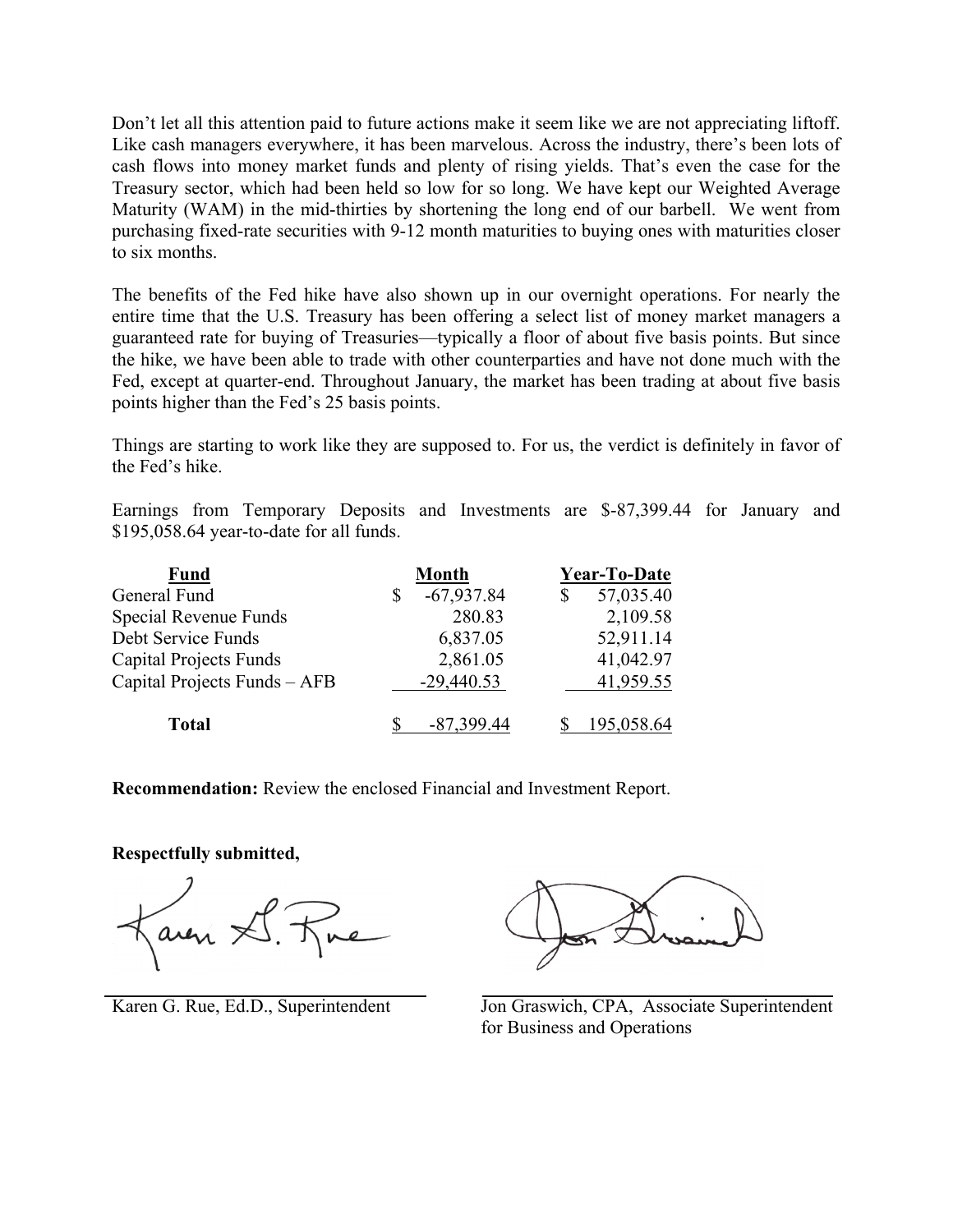Don't let all this attention paid to future actions make it seem like we are not appreciating liftoff. Like cash managers everywhere, it has been marvelous. Across the industry, there's been lots of cash flows into money market funds and plenty of rising yields. That's even the case for the Treasury sector, which had been held so low for so long. We have kept our Weighted Average Maturity (WAM) in the mid-thirties by shortening the long end of our barbell. We went from purchasing fixed-rate securities with 9-12 month maturities to buying ones with maturities closer to six months.

The benefits of the Fed hike have also shown up in our overnight operations. For nearly the entire time that the U.S. Treasury has been offering a select list of money market managers a guaranteed rate for buying of Treasuries—typically a floor of about five basis points. But since the hike, we have been able to trade with other counterparties and have not done much with the Fed, except at quarter-end. Throughout January, the market has been trading at about five basis points higher than the Fed's 25 basis points.

Things are starting to work like they are supposed to. For us, the verdict is definitely in favor of the Fed's hike.

Earnings from Temporary Deposits and Investments are $-87,399.44 for January and $195,058.64 year-to-date for all funds.

| Fund | Month | Year-To-Date |
|---|---|---|
| General Fund | $ -67,937.84 | $ 57,035.40 |
| Special Revenue Funds | 280.83 | 2,109.58 |
| Debt Service Funds | 6,837.05 | 52,911.14 |
| Capital Projects Funds | 2,861.05 | 41,042.97 |
| Capital Projects Funds – AFB | -29,440.53 | 41,959.55 |
| **Total** | $ -87,399.44 | $ 195,058.64 |

**Recommendation:** Review the enclosed Financial and Investment Report.

**Respectfully submitted,**

Karen G. Rue, Ed.D., Superintendent

Jon Graswich, CPA, Associate Superintendent for Business and Operations